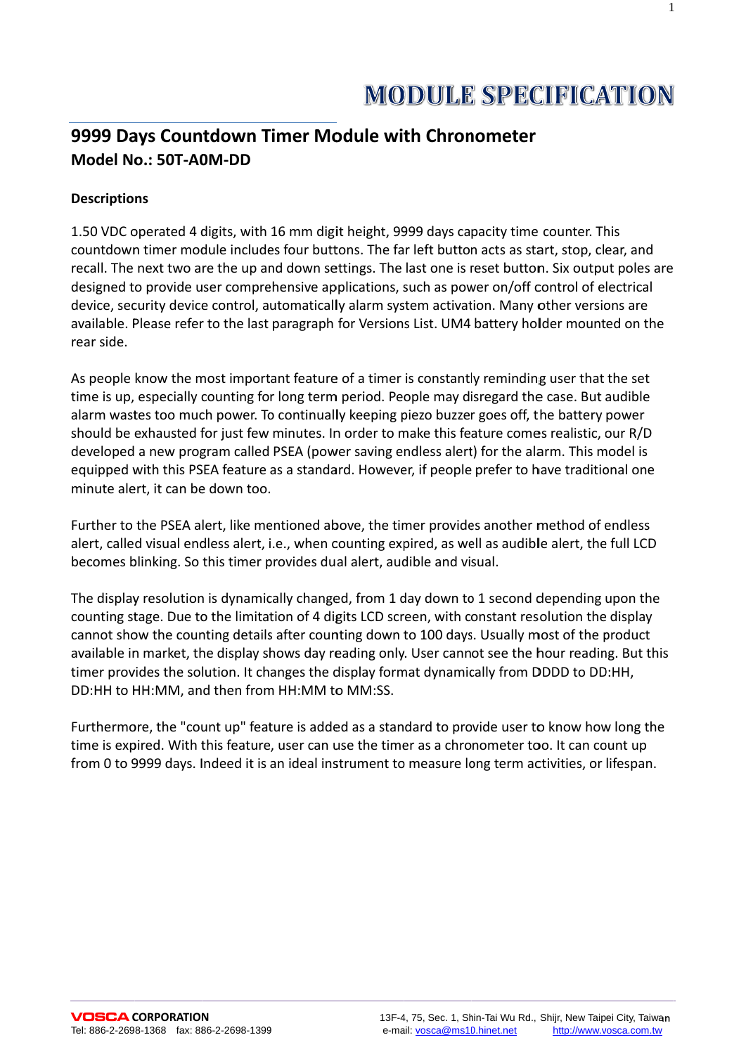# MODULE SPECIFICATION

## 9999 Days Countdown Timer Module with Chronometer
## Model No.: 50T-A0M-DD

### Descriptions

1.50 VDC operated 4 digits, with 16 mm digit height, 9999 days capacity time counter. This countdown timer module includes four buttons. The far left button acts as start, stop, clear, and recall. The next two are the up and down settings. The last one is reset button. Six output poles are designed to provide user comprehensive applications, such as power on/off control of electrical device, security device control, automatically alarm system activation. Many other versions are available. Please refer to the last paragraph for Versions List. UM4 battery holder mounted on the rear side.

As people know the most important feature of a timer is constantly reminding user that the set time is up, especially counting for long term period. People may disregard the case. But audible alarm wastes too much power. To continually keeping piezo buzzer goes off, the battery power should be exhausted for just few minutes. In order to make this feature comes realistic, our R/D developed a new program called PSEA (power saving endless alert) for the alarm. This model is equipped with this PSEA feature as a standard. However, if people prefer to have traditional one minute alert, it can be down too.

Further to the PSEA alert, like mentioned above, the timer provides another method of endless alert, called visual endless alert, i.e., when counting expired, as well as audible alert, the full LCD becomes blinking. So this timer provides dual alert, audible and visual.

The display resolution is dynamically changed, from 1 day down to 1 second depending upon the counting stage. Due to the limitation of 4 digits LCD screen, with constant resolution the display cannot show the counting details after counting down to 100 days. Usually most of the product available in market, the display shows day reading only. User cannot see the hour reading. But this timer provides the solution. It changes the display format dynamically from DDDD to DD:HH, DD:HH to HH:MM, and then from HH:MM to MM:SS.

Furthermore, the "count up" feature is added as a standard to provide user to know how long the time is expired. With this feature, user can use the timer as a chronometer too. It can count up from 0 to 9999 days. Indeed it is an ideal instrument to measure long term activities, or lifespan.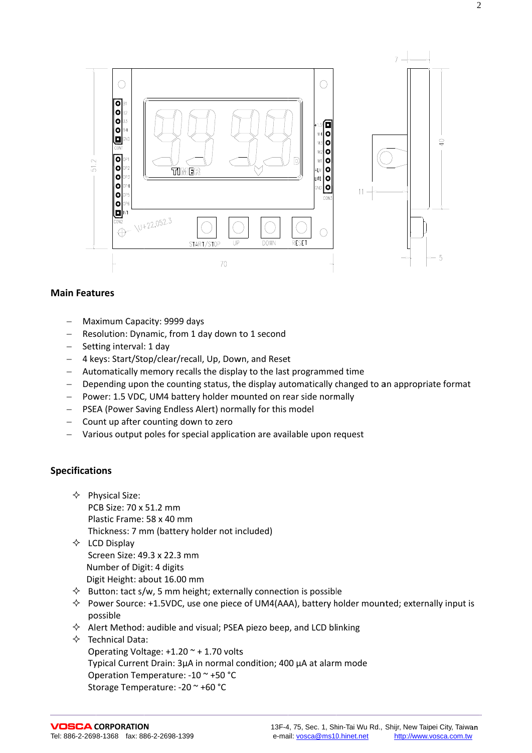## Main Features

- Maximum Capacity: 9999 days
- Resolution: Dynamic, from 1 day down to 1 second
- Setting interval: 1 day
- 4 keys: Start/Stop/clear/recall, Up, Down, and Reset
- Automatically memory recalls the display to the last programmed time
- Depending upon the counting status, the display automatically changed to an appropriate format
- Power: 1.5 VDC, UM4 battery holder mounted on rear side normally
- PSEA (Power Saving Endless Alert) normally for this model
- Count up after counting down to zero
- Various output poles for special application are available upon request

## Specifications

- Physical Size:
  PCB Size: 70 x 51.2 mm
  Plastic Frame: 58 x 40 mm
  Thickness: 7 mm (battery holder not included)
- LCD Display
  Screen Size: 49.3 x 22.3 mm
  Number of Digit: 4 digits
  Digit Height: about 16.00 mm
- Button: tact s/w, 5 mm height; externally connection is possible
- Power Source: +1.5VDC, use one piece of UM4(AAA), battery holder mounted; externally input is possible
- Alert Method: audible and visual; PSEA piezo beep, and LCD blinking
- Technical Data:
  Operating Voltage: +1.20 ~ + 1.70 volts
  Typical Current Drain: 3μA in normal condition; 400 μA at alarm mode
  Operation Temperature: -10 ~ +50 °C
  Storage Temperature: -20 ~ +60 °C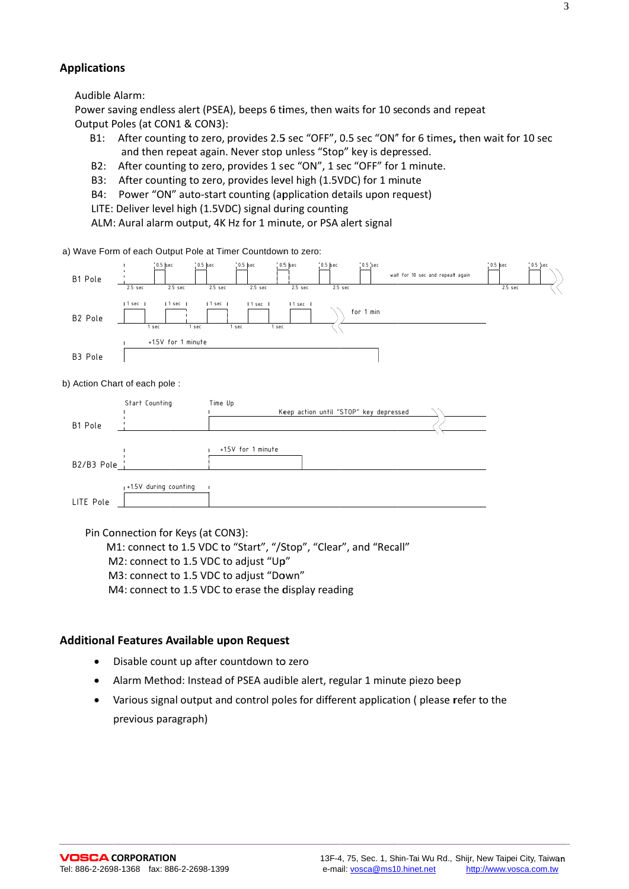## Applications

Audible Alarm:

Power saving endless alert (PSEA), beeps 6 times, then waits for 10 seconds and repeat

Output Poles (at CON1 & CON3):

- B1: After counting to zero, provides 2.5 sec “OFF”, 0.5 sec “ON” for 6 times, then wait for 10 sec and then repeat again. Never stop unless “Stop” key is depressed.
- B2: After counting to zero, provides 1 sec “ON”, 1 sec “OFF” for 1 minute.
- B3: After counting to zero, provides level high (1.5VDC) for 1 minute
- B4: Power “ON” auto-start counting (application details upon request)
- LITE: Deliver level high (1.5VDC) signal during counting
- ALM: Aural alarm output, 4K Hz for 1 minute, or PSA alert signal

a) Wave Form of each Output Pole at Timer Countdown to zero:

B1 Pole: 2.5 sec / 0.5 sec (×6), wait for 10 sec and repeat again, 0.5 sec, 2.5 sec, 0.5 sec

B2 Pole: 1 sec / 1 sec, for 1 min

B3 Pole: +1.5V for 1 minute

b) Action Chart of each pole :

B1 Pole: Start Counting — Time Up — Keep action until “STOP” key depressed

B2/B3 Pole: +1.5V for 1 minute

LITE Pole: +1.5V during counting

Pin Connection for Keys (at CON3):

- M1: connect to 1.5 VDC to “Start”, “/Stop”, “Clear”, and “Recall”
- M2: connect to 1.5 VDC to adjust “Up”
- M3: connect to 1.5 VDC to adjust “Down”
- M4: connect to 1.5 VDC to erase the display reading

## Additional Features Available upon Request

- Disable count up after countdown to zero
- Alarm Method: Instead of PSEA audible alert, regular 1 minute piezo beep
- Various signal output and control poles for different application ( please refer to the previous paragraph)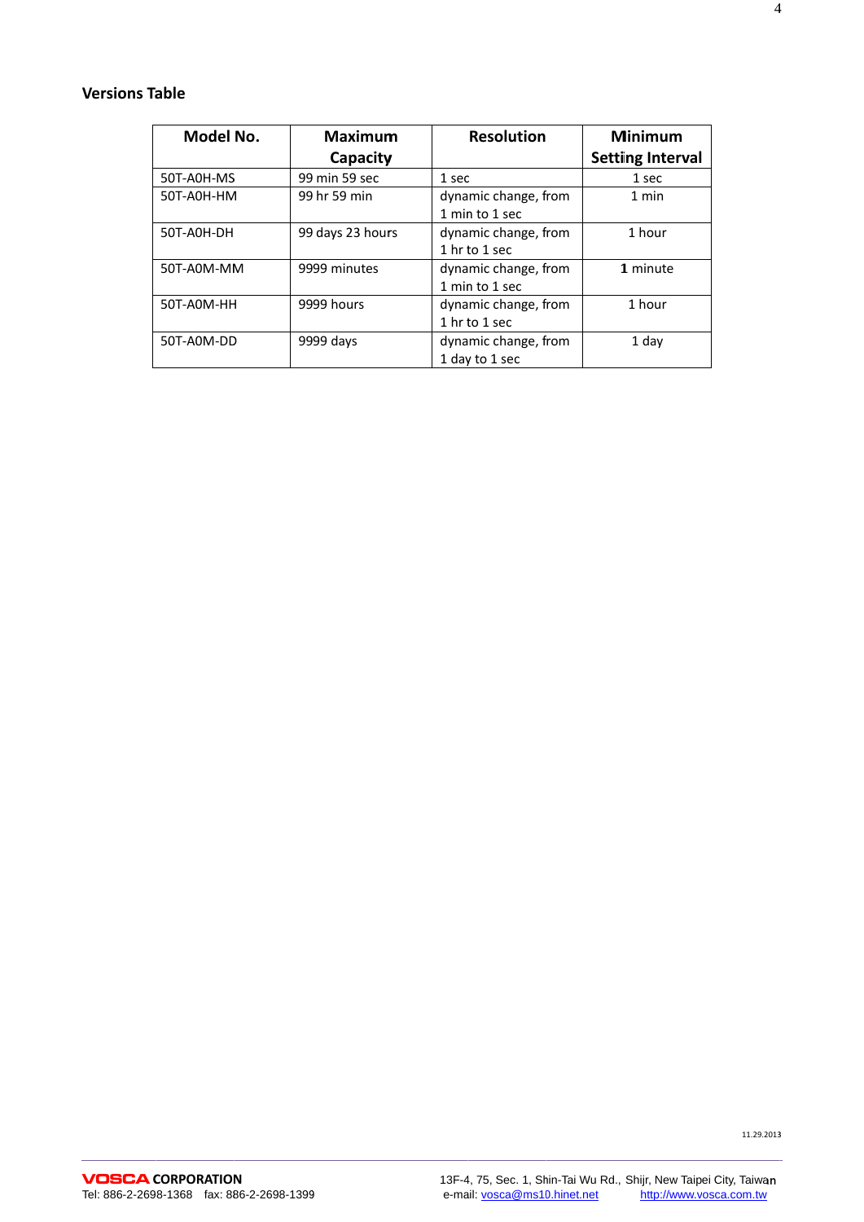**Versions Table**

| Model No. | Maximum Capacity | Resolution | Minimum Setting Interval |
|---|---|---|---|
| 50T-A0H-MS | 99 min 59 sec | 1 sec | 1 sec |
| 50T-A0H-HM | 99 hr 59 min | dynamic change, from 1 min to 1 sec | 1 min |
| 50T-A0H-DH | 99 days 23 hours | dynamic change, from 1 hr to 1 sec | 1 hour |
| 50T-A0M-MM | 9999 minutes | dynamic change, from 1 min to 1 sec | **1** minute |
| 50T-A0M-HH | 9999 hours | dynamic change, from 1 hr to 1 sec | 1 hour |
| 50T-A0M-DD | 9999 days | dynamic change, from 1 day to 1 sec | 1 day |

11.29.2013

**VOSCA CORPORATION**
Tel: 886-2-2698-1368 fax: 886-2-2698-1399
13F-4, 75, Sec. 1, Shin-Tai Wu Rd., Shijr, New Taipei City, Taiwan
e-mail: vosca@ms10.hinet.net http://www.vosca.com.tw